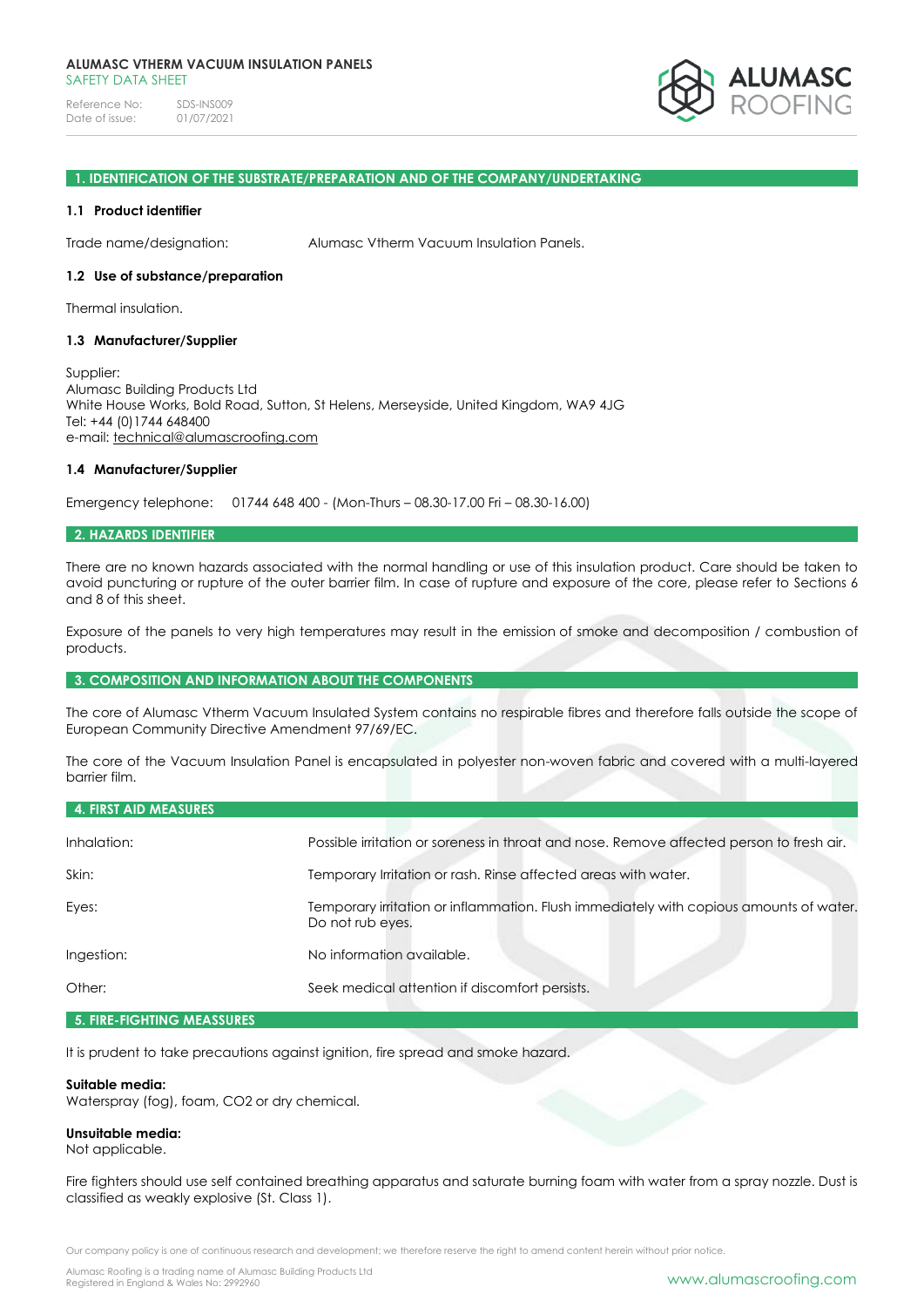**ALUMASC VTHERM VACUUM INSULATION PANELS**
SAFETY DATA SHEET

Reference No: SDS-INS009
Date of issue: 01/07/2021

## 1. IDENTIFICATION OF THE SUBSTRATE/PREPARATION AND OF THE COMPANY/UNDERTAKING

### 1.1 Product identifier

Trade name/designation: Alumasc Vtherm Vacuum Insulation Panels.

### 1.2 Use of substance/preparation

Thermal insulation.

### 1.3 Manufacturer/Supplier

Supplier:
Alumasc Building Products Ltd
White House Works, Bold Road, Sutton, St Helens, Merseyside, United Kingdom, WA9 4JG
Tel: +44 (0)1744 648400
e-mail: technical@alumascroofing.com

### 1.4 Manufacturer/Supplier

Emergency telephone: 01744 648 400 - (Mon-Thurs – 08.30-17.00 Fri – 08.30-16.00)

## 2. HAZARDS IDENTIFIER

There are no known hazards associated with the normal handling or use of this insulation product. Care should be taken to avoid puncturing or rupture of the outer barrier film. In case of rupture and exposure of the core, please refer to Sections 6 and 8 of this sheet.

Exposure of the panels to very high temperatures may result in the emission of smoke and decomposition / combustion of products.

## 3. COMPOSITION AND INFORMATION ABOUT THE COMPONENTS

The core of Alumasc Vtherm Vacuum Insulated System contains no respirable fibres and therefore falls outside the scope of European Community Directive Amendment 97/69/EC.

The core of the Vacuum Insulation Panel is encapsulated in polyester non-woven fabric and covered with a multi-layered barrier film.

## 4. FIRST AID MEASURES

| | |
|---|---|
| Inhalation: | Possible irritation or soreness in throat and nose. Remove affected person to fresh air. |
| Skin: | Temporary Irritation or rash. Rinse affected areas with water. |
| Eyes: | Temporary irritation or inflammation. Flush immediately with copious amounts of water. Do not rub eyes. |
| Ingestion: | No information available. |
| Other: | Seek medical attention if discomfort persists. |

## 5. FIRE-FIGHTING MEASSURES

It is prudent to take precautions against ignition, fire spread and smoke hazard.

**Suitable media:**
Waterspray (fog), foam, CO2 or dry chemical.

**Unsuitable media:**
Not applicable.

Fire fighters should use self contained breathing apparatus and saturate burning foam with water from a spray nozzle. Dust is classified as weakly explosive (St. Class 1).

Our company policy is one of continuous research and development; we therefore reserve the right to amend content herein without prior notice.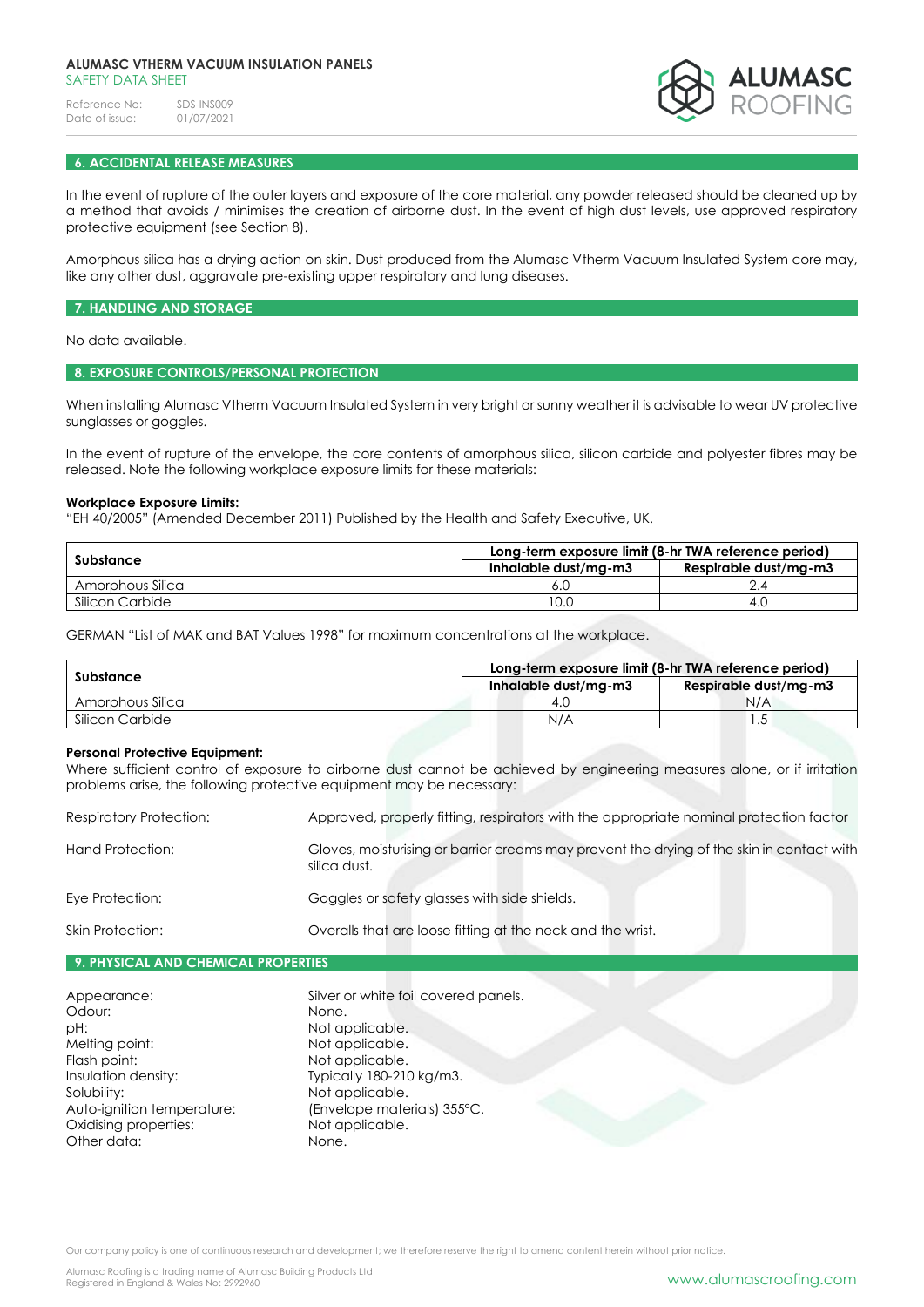## 6. ACCIDENTAL RELEASE MEASURES

In the event of rupture of the outer layers and exposure of the core material, any powder released should be cleaned up by a method that avoids / minimises the creation of airborne dust. In the event of high dust levels, use approved respiratory protective equipment (see Section 8).

Amorphous silica has a drying action on skin. Dust produced from the Alumasc Vtherm Vacuum Insulated System core may, like any other dust, aggravate pre-existing upper respiratory and lung diseases.

## 7. HANDLING AND STORAGE

No data available.

## 8. EXPOSURE CONTROLS/PERSONAL PROTECTION

When installing Alumasc Vtherm Vacuum Insulated System in very bright or sunny weather it is advisable to wear UV protective sunglasses or goggles.

In the event of rupture of the envelope, the core contents of amorphous silica, silicon carbide and polyester fibres may be released. Note the following workplace exposure limits for these materials:

**Workplace Exposure Limits:**
"EH 40/2005" (Amended December 2011) Published by the Health and Safety Executive, UK.

| Substance | Long-term exposure limit (8-hr TWA reference period) | |
|---|---|---|
| | Inhalable dust/mg-m3 | Respirable dust/mg-m3 |
| Amorphous Silica | 6.0 | 2.4 |
| Silicon Carbide | 10.0 | 4.0 |

GERMAN "List of MAK and BAT Values 1998" for maximum concentrations at the workplace.

| Substance | Long-term exposure limit (8-hr TWA reference period) | |
|---|---|---|
| | Inhalable dust/mg-m3 | Respirable dust/mg-m3 |
| Amorphous Silica | 4.0 | N/A |
| Silicon Carbide | N/A | 1.5 |

**Personal Protective Equipment:**
Where sufficient control of exposure to airborne dust cannot be achieved by engineering measures alone, or if irritation problems arise, the following protective equipment may be necessary:

Respiratory Protection: Approved, properly fitting, respirators with the appropriate nominal protection factor

Hand Protection: Gloves, moisturising or barrier creams may prevent the drying of the skin in contact with silica dust.

Eye Protection: Goggles or safety glasses with side shields.

Skin Protection: Overalls that are loose fitting at the neck and the wrist.

## 9. PHYSICAL AND CHEMICAL PROPERTIES

Appearance: Silver or white foil covered panels.
Odour: None.
pH: Not applicable.
Melting point: Not applicable.
Flash point: Not applicable.
Insulation density: Typically 180-210 kg/m3.
Solubility: Not applicable.
Auto-ignition temperature: (Envelope materials) 355°C.
Oxidising properties: Not applicable.
Other data: None.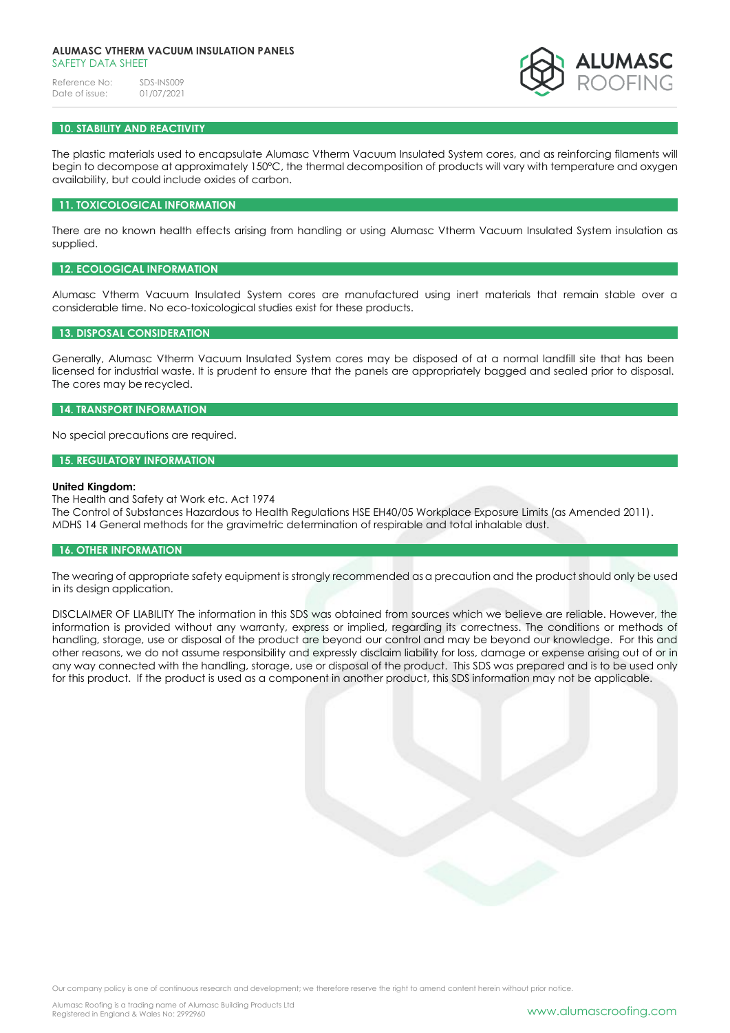## 10. STABILITY AND REACTIVITY

The plastic materials used to encapsulate Alumasc Vtherm Vacuum Insulated System cores, and as reinforcing filaments will begin to decompose at approximately 150°C, the thermal decomposition of products will vary with temperature and oxygen availability, but could include oxides of carbon.

## 11. TOXICOLOGICAL INFORMATION

There are no known health effects arising from handling or using Alumasc Vtherm Vacuum Insulated System insulation as supplied.

## 12. ECOLOGICAL INFORMATION

Alumasc Vtherm Vacuum Insulated System cores are manufactured using inert materials that remain stable over a considerable time. No eco-toxicological studies exist for these products.

## 13. DISPOSAL CONSIDERATION

Generally, Alumasc Vtherm Vacuum Insulated System cores may be disposed of at a normal landfill site that has been licensed for industrial waste. It is prudent to ensure that the panels are appropriately bagged and sealed prior to disposal. The cores may be recycled.

## 14. TRANSPORT INFORMATION

No special precautions are required.

## 15. REGULATORY INFORMATION

**United Kingdom:**
The Health and Safety at Work etc. Act 1974
The Control of Substances Hazardous to Health Regulations HSE EH40/05 Workplace Exposure Limits (as Amended 2011).
MDHS 14 General methods for the gravimetric determination of respirable and total inhalable dust.

## 16. OTHER INFORMATION

The wearing of appropriate safety equipment is strongly recommended as a precaution and the product should only be used in its design application.

DISCLAIMER OF LIABILITY The information in this SDS was obtained from sources which we believe are reliable. However, the information is provided without any warranty, express or implied, regarding its correctness. The conditions or methods of handling, storage, use or disposal of the product are beyond our control and may be beyond our knowledge. For this and other reasons, we do not assume responsibility and expressly disclaim liability for loss, damage or expense arising out of or in any way connected with the handling, storage, use or disposal of the product. This SDS was prepared and is to be used only for this product. If the product is used as a component in another product, this SDS information may not be applicable.

Our company policy is one of continuous research and development; we therefore reserve the right to amend content herein without prior notice.

Alumasc Roofing is a trading name of Alumasc Building Products Ltd
Registered in England & Wales No: 2992960

www.alumascroofing.com